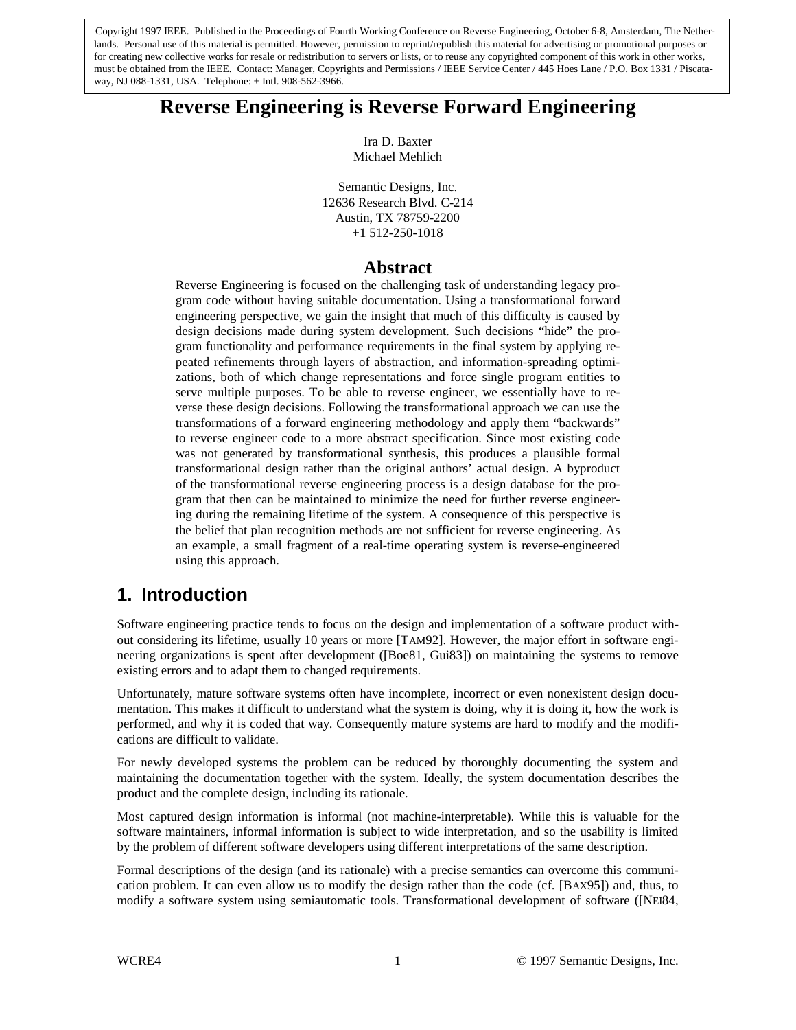Copyright 1997 IEEE. Published in the Proceedings of Fourth Working Conference on Reverse Engineering, October 6-8, Amsterdam, The Netherlands. Personal use of this material is permitted. However, permission to reprint/republish this material for advertising or promotional purposes or for creating new collective works for resale or redistribution to servers or lists, or to reuse any copyrighted component of this work in other works, must be obtained from the IEEE. Contact: Manager, Copyrights and Permissions / IEEE Service Center / 445 Hoes Lane / P.O. Box 1331 / Piscataway, NJ 088-1331, USA. Telephone: + Intl. 908-562-3966.

# Reverse Engineering is Reverse Forward Engineering

Ira D. Baxter
Michael Mehlich

Semantic Designs, Inc.
12636 Research Blvd. C-214
Austin, TX 78759-2200
+1 512-250-1018

## Abstract

Reverse Engineering is focused on the challenging task of understanding legacy program code without having suitable documentation. Using a transformational forward engineering perspective, we gain the insight that much of this difficulty is caused by design decisions made during system development. Such decisions "hide" the program functionality and performance requirements in the final system by applying repeated refinements through layers of abstraction, and information-spreading optimizations, both of which change representations and force single program entities to serve multiple purposes. To be able to reverse engineer, we essentially have to reverse these design decisions. Following the transformational approach we can use the transformations of a forward engineering methodology and apply them "backwards" to reverse engineer code to a more abstract specification. Since most existing code was not generated by transformational synthesis, this produces a plausible formal transformational design rather than the original authors' actual design. A byproduct of the transformational reverse engineering process is a design database for the program that then can be maintained to minimize the need for further reverse engineering during the remaining lifetime of the system. A consequence of this perspective is the belief that plan recognition methods are not sufficient for reverse engineering. As an example, a small fragment of a real-time operating system is reverse-engineered using this approach.

## 1. Introduction

Software engineering practice tends to focus on the design and implementation of a software product without considering its lifetime, usually 10 years or more [TAM92]. However, the major effort in software engineering organizations is spent after development ([Boe81, Gui83]) on maintaining the systems to remove existing errors and to adapt them to changed requirements.

Unfortunately, mature software systems often have incomplete, incorrect or even nonexistent design documentation. This makes it difficult to understand what the system is doing, why it is doing it, how the work is performed, and why it is coded that way. Consequently mature systems are hard to modify and the modifications are difficult to validate.

For newly developed systems the problem can be reduced by thoroughly documenting the system and maintaining the documentation together with the system. Ideally, the system documentation describes the product and the complete design, including its rationale.

Most captured design information is informal (not machine-interpretable). While this is valuable for the software maintainers, informal information is subject to wide interpretation, and so the usability is limited by the problem of different software developers using different interpretations of the same description.

Formal descriptions of the design (and its rationale) with a precise semantics can overcome this communication problem. It can even allow us to modify the design rather than the code (cf. [BAX95]) and, thus, to modify a software system using semiautomatic tools. Transformational development of software ([NEI84,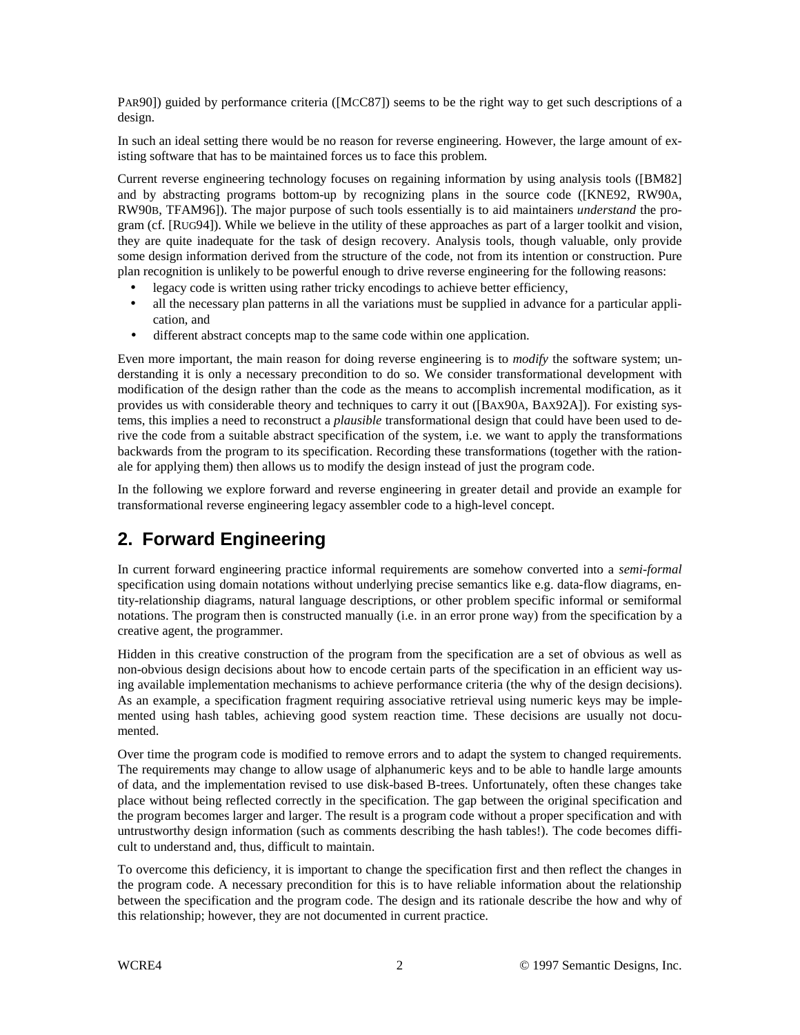PAR90]) guided by performance criteria ([McC87]) seems to be the right way to get such descriptions of a design.

In such an ideal setting there would be no reason for reverse engineering. However, the large amount of existing software that has to be maintained forces us to face this problem.

Current reverse engineering technology focuses on regaining information by using analysis tools ([BM82] and by abstracting programs bottom-up by recognizing plans in the source code ([KNE92, RW90A, RW90B, TFAM96]). The major purpose of such tools essentially is to aid maintainers *understand* the program (cf. [RUG94]). While we believe in the utility of these approaches as part of a larger toolkit and vision, they are quite inadequate for the task of design recovery. Analysis tools, though valuable, only provide some design information derived from the structure of the code, not from its intention or construction. Pure plan recognition is unlikely to be powerful enough to drive reverse engineering for the following reasons:

- legacy code is written using rather tricky encodings to achieve better efficiency,
- all the necessary plan patterns in all the variations must be supplied in advance for a particular application, and
- different abstract concepts map to the same code within one application.

Even more important, the main reason for doing reverse engineering is to *modify* the software system; understanding it is only a necessary precondition to do so. We consider transformational development with modification of the design rather than the code as the means to accomplish incremental modification, as it provides us with considerable theory and techniques to carry it out ([BAX90A, BAX92A]). For existing systems, this implies a need to reconstruct a *plausible* transformational design that could have been used to derive the code from a suitable abstract specification of the system, i.e. we want to apply the transformations backwards from the program to its specification. Recording these transformations (together with the rationale for applying them) then allows us to modify the design instead of just the program code.

In the following we explore forward and reverse engineering in greater detail and provide an example for transformational reverse engineering legacy assembler code to a high-level concept.

## 2. Forward Engineering

In current forward engineering practice informal requirements are somehow converted into a *semi-formal* specification using domain notations without underlying precise semantics like e.g. data-flow diagrams, entity-relationship diagrams, natural language descriptions, or other problem specific informal or semiformal notations. The program then is constructed manually (i.e. in an error prone way) from the specification by a creative agent, the programmer.

Hidden in this creative construction of the program from the specification are a set of obvious as well as non-obvious design decisions about how to encode certain parts of the specification in an efficient way using available implementation mechanisms to achieve performance criteria (the why of the design decisions). As an example, a specification fragment requiring associative retrieval using numeric keys may be implemented using hash tables, achieving good system reaction time. These decisions are usually not documented.

Over time the program code is modified to remove errors and to adapt the system to changed requirements. The requirements may change to allow usage of alphanumeric keys and to be able to handle large amounts of data, and the implementation revised to use disk-based B-trees. Unfortunately, often these changes take place without being reflected correctly in the specification. The gap between the original specification and the program becomes larger and larger. The result is a program code without a proper specification and with untrustworthy design information (such as comments describing the hash tables!). The code becomes difficult to understand and, thus, difficult to maintain.

To overcome this deficiency, it is important to change the specification first and then reflect the changes in the program code. A necessary precondition for this is to have reliable information about the relationship between the specification and the program code. The design and its rationale describe the how and why of this relationship; however, they are not documented in current practice.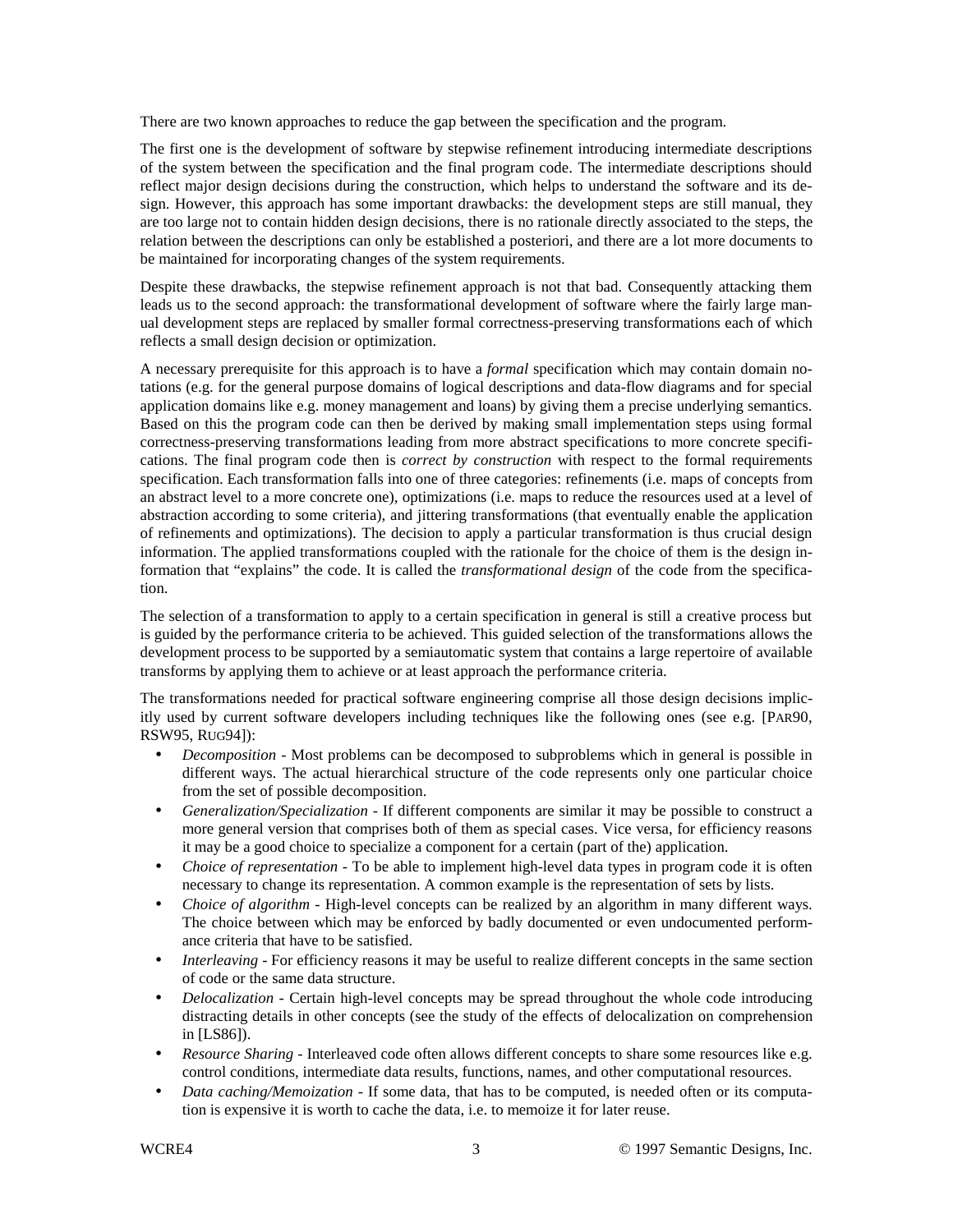There are two known approaches to reduce the gap between the specification and the program.

The first one is the development of software by stepwise refinement introducing intermediate descriptions of the system between the specification and the final program code. The intermediate descriptions should reflect major design decisions during the construction, which helps to understand the software and its design. However, this approach has some important drawbacks: the development steps are still manual, they are too large not to contain hidden design decisions, there is no rationale directly associated to the steps, the relation between the descriptions can only be established a posteriori, and there are a lot more documents to be maintained for incorporating changes of the system requirements.

Despite these drawbacks, the stepwise refinement approach is not that bad. Consequently attacking them leads us to the second approach: the transformational development of software where the fairly large manual development steps are replaced by smaller formal correctness-preserving transformations each of which reflects a small design decision or optimization.

A necessary prerequisite for this approach is to have a *formal* specification which may contain domain notations (e.g. for the general purpose domains of logical descriptions and data-flow diagrams and for special application domains like e.g. money management and loans) by giving them a precise underlying semantics. Based on this the program code can then be derived by making small implementation steps using formal correctness-preserving transformations leading from more abstract specifications to more concrete specifications. The final program code then is *correct by construction* with respect to the formal requirements specification. Each transformation falls into one of three categories: refinements (i.e. maps of concepts from an abstract level to a more concrete one), optimizations (i.e. maps to reduce the resources used at a level of abstraction according to some criteria), and jittering transformations (that eventually enable the application of refinements and optimizations). The decision to apply a particular transformation is thus crucial design information. The applied transformations coupled with the rationale for the choice of them is the design information that "explains" the code. It is called the *transformational design* of the code from the specification.

The selection of a transformation to apply to a certain specification in general is still a creative process but is guided by the performance criteria to be achieved. This guided selection of the transformations allows the development process to be supported by a semiautomatic system that contains a large repertoire of available transforms by applying them to achieve or at least approach the performance criteria.

The transformations needed for practical software engineering comprise all those design decisions implicitly used by current software developers including techniques like the following ones (see e.g. [PAR90, RSW95, RUG94]):

- *Decomposition* - Most problems can be decomposed to subproblems which in general is possible in different ways. The actual hierarchical structure of the code represents only one particular choice from the set of possible decomposition.
- *Generalization/Specialization* - If different components are similar it may be possible to construct a more general version that comprises both of them as special cases. Vice versa, for efficiency reasons it may be a good choice to specialize a component for a certain (part of the) application.
- *Choice of representation* - To be able to implement high-level data types in program code it is often necessary to change its representation. A common example is the representation of sets by lists.
- *Choice of algorithm* - High-level concepts can be realized by an algorithm in many different ways. The choice between which may be enforced by badly documented or even undocumented performance criteria that have to be satisfied.
- *Interleaving* - For efficiency reasons it may be useful to realize different concepts in the same section of code or the same data structure.
- *Delocalization* - Certain high-level concepts may be spread throughout the whole code introducing distracting details in other concepts (see the study of the effects of delocalization on comprehension in [LS86]).
- *Resource Sharing* - Interleaved code often allows different concepts to share some resources like e.g. control conditions, intermediate data results, functions, names, and other computational resources.
- *Data caching/Memoization* - If some data, that has to be computed, is needed often or its computation is expensive it is worth to cache the data, i.e. to memoize it for later reuse.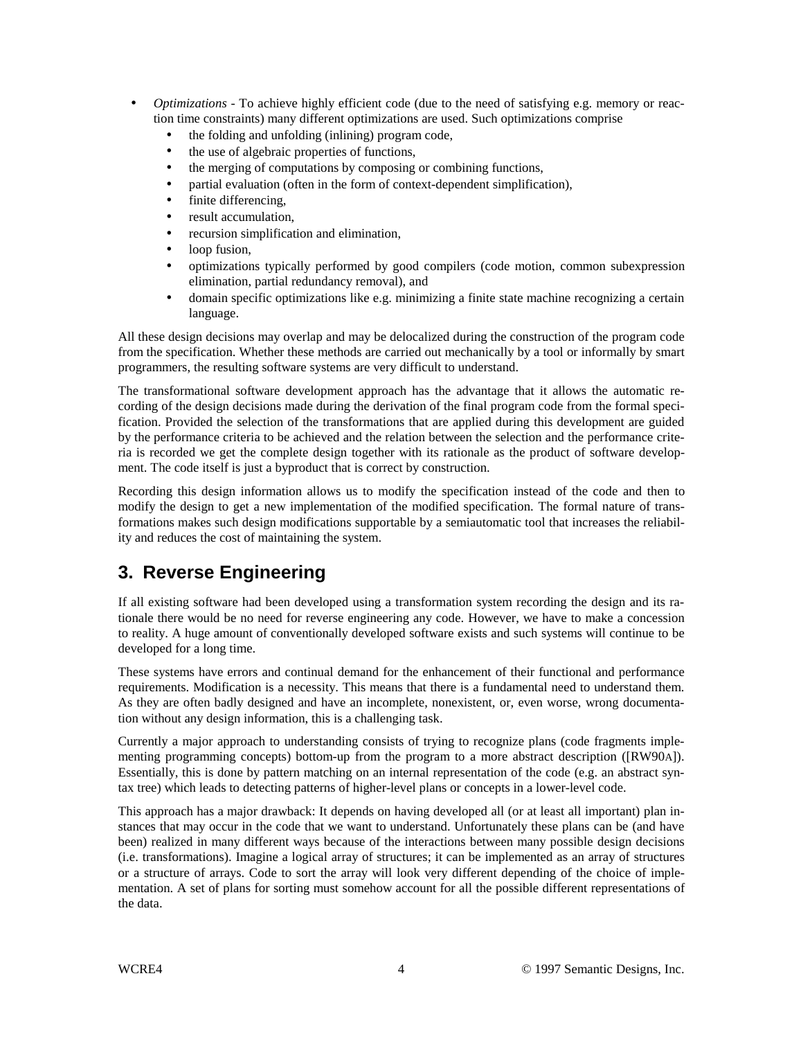- *Optimizations* - To achieve highly efficient code (due to the need of satisfying e.g. memory or reaction time constraints) many different optimizations are used. Such optimizations comprise
  - the folding and unfolding (inlining) program code,
  - the use of algebraic properties of functions,
  - the merging of computations by composing or combining functions,
  - partial evaluation (often in the form of context-dependent simplification),
  - finite differencing,
  - result accumulation,
  - recursion simplification and elimination,
  - loop fusion,
  - optimizations typically performed by good compilers (code motion, common subexpression elimination, partial redundancy removal), and
  - domain specific optimizations like e.g. minimizing a finite state machine recognizing a certain language.

All these design decisions may overlap and may be delocalized during the construction of the program code from the specification. Whether these methods are carried out mechanically by a tool or informally by smart programmers, the resulting software systems are very difficult to understand.

The transformational software development approach has the advantage that it allows the automatic recording of the design decisions made during the derivation of the final program code from the formal specification. Provided the selection of the transformations that are applied during this development are guided by the performance criteria to be achieved and the relation between the selection and the performance criteria is recorded we get the complete design together with its rationale as the product of software development. The code itself is just a byproduct that is correct by construction.

Recording this design information allows us to modify the specification instead of the code and then to modify the design to get a new implementation of the modified specification. The formal nature of transformations makes such design modifications supportable by a semiautomatic tool that increases the reliability and reduces the cost of maintaining the system.

## 3. Reverse Engineering

If all existing software had been developed using a transformation system recording the design and its rationale there would be no need for reverse engineering any code. However, we have to make a concession to reality. A huge amount of conventionally developed software exists and such systems will continue to be developed for a long time.

These systems have errors and continual demand for the enhancement of their functional and performance requirements. Modification is a necessity. This means that there is a fundamental need to understand them. As they are often badly designed and have an incomplete, nonexistent, or, even worse, wrong documentation without any design information, this is a challenging task.

Currently a major approach to understanding consists of trying to recognize plans (code fragments implementing programming concepts) bottom-up from the program to a more abstract description ([RW90A]). Essentially, this is done by pattern matching on an internal representation of the code (e.g. an abstract syntax tree) which leads to detecting patterns of higher-level plans or concepts in a lower-level code.

This approach has a major drawback: It depends on having developed all (or at least all important) plan instances that may occur in the code that we want to understand. Unfortunately these plans can be (and have been) realized in many different ways because of the interactions between many possible design decisions (i.e. transformations). Imagine a logical array of structures; it can be implemented as an array of structures or a structure of arrays. Code to sort the array will look very different depending of the choice of implementation. A set of plans for sorting must somehow account for all the possible different representations of the data.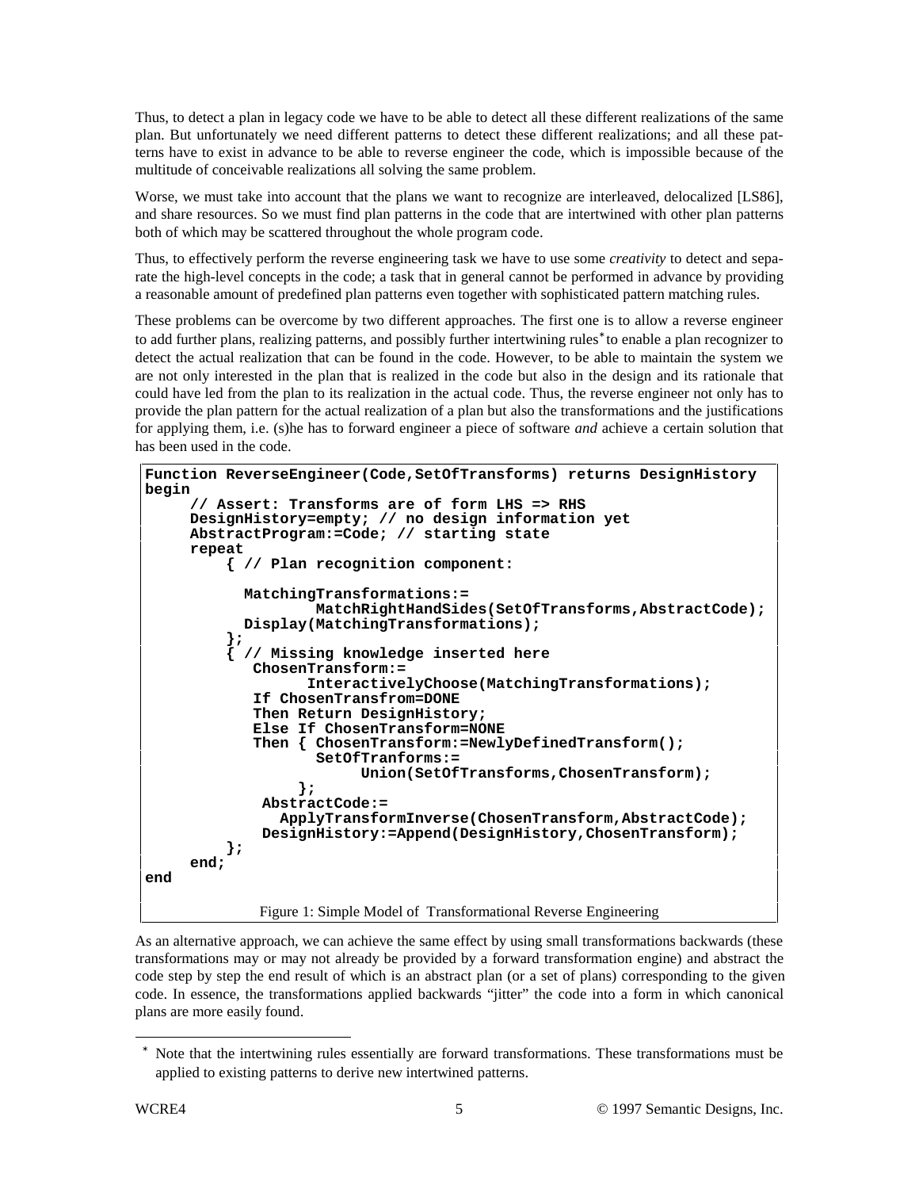Thus, to detect a plan in legacy code we have to be able to detect all these different realizations of the same plan. But unfortunately we need different patterns to detect these different realizations; and all these patterns have to exist in advance to be able to reverse engineer the code, which is impossible because of the multitude of conceivable realizations all solving the same problem.

Worse, we must take into account that the plans we want to recognize are interleaved, delocalized [LS86], and share resources. So we must find plan patterns in the code that are intertwined with other plan patterns both of which may be scattered throughout the whole program code.

Thus, to effectively perform the reverse engineering task we have to use some *creativity* to detect and separate the high-level concepts in the code; a task that in general cannot be performed in advance by providing a reasonable amount of predefined plan patterns even together with sophisticated pattern matching rules.

These problems can be overcome by two different approaches. The first one is to allow a reverse engineer to add further plans, realizing patterns, and possibly further intertwining rules* to enable a plan recognizer to detect the actual realization that can be found in the code. However, to be able to maintain the system we are not only interested in the plan that is realized in the code but also in the design and its rationale that could have led from the plan to its realization in the actual code. Thus, the reverse engineer not only has to provide the plan pattern for the actual realization of a plan but also the transformations and the justifications for applying them, i.e. (s)he has to forward engineer a piece of software *and* achieve a certain solution that has been used in the code.

```
Function ReverseEngineer(Code,SetOfTransforms) returns DesignHistory
begin
      // Assert: Transforms are of form LHS => RHS
      DesignHistory=empty; // no design information yet
      AbstractProgram:=Code; // starting state
      repeat
          { // Plan recognition component:

            MatchingTransformations:=
                    MatchRightHandSides(SetOfTransforms,AbstractCode);
            Display(MatchingTransformations);
          };
          { // Missing knowledge inserted here
             ChosenTransform:=
                    InteractivelyChoose(MatchingTransformations);
             If ChosenTransfrom=DONE
             Then Return DesignHistory;
             Else If ChosenTransform=NONE
             Then { ChosenTransform:=NewlyDefinedTransform();
                    SetOfTranforms:=
                         Union(SetOfTransforms,ChosenTransform);
                  };
              AbstractCode:=
                 ApplyTransformInverse(ChosenTransform,AbstractCode);
              DesignHistory:=Append(DesignHistory,ChosenTransform);
          };
      end;
end
```

Figure 1: Simple Model of Transformational Reverse Engineering

As an alternative approach, we can achieve the same effect by using small transformations backwards (these transformations may or may not already be provided by a forward transformation engine) and abstract the code step by step the end result of which is an abstract plan (or a set of plans) corresponding to the given code. In essence, the transformations applied backwards "jitter" the code into a form in which canonical plans are more easily found.

* Note that the intertwining rules essentially are forward transformations. These transformations must be applied to existing patterns to derive new intertwined patterns.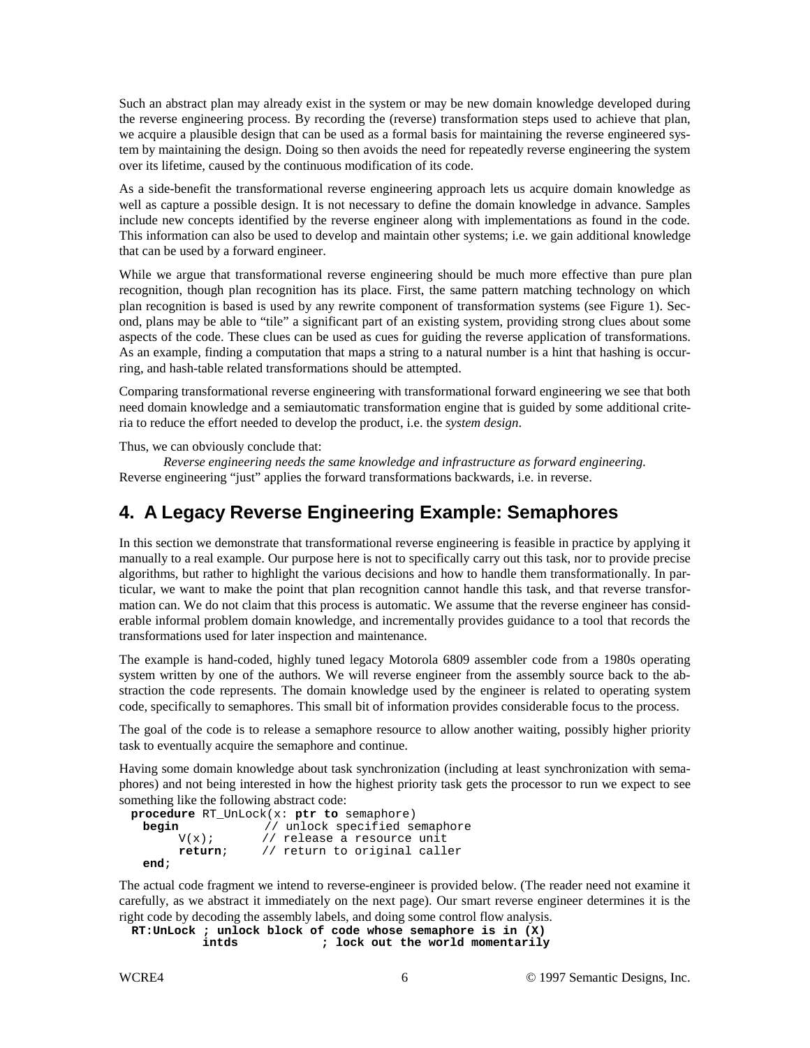Such an abstract plan may already exist in the system or may be new domain knowledge developed during the reverse engineering process. By recording the (reverse) transformation steps used to achieve that plan, we acquire a plausible design that can be used as a formal basis for maintaining the reverse engineered system by maintaining the design. Doing so then avoids the need for repeatedly reverse engineering the system over its lifetime, caused by the continuous modification of its code.

As a side-benefit the transformational reverse engineering approach lets us acquire domain knowledge as well as capture a possible design. It is not necessary to define the domain knowledge in advance. Samples include new concepts identified by the reverse engineer along with implementations as found in the code. This information can also be used to develop and maintain other systems; i.e. we gain additional knowledge that can be used by a forward engineer.

While we argue that transformational reverse engineering should be much more effective than pure plan recognition, though plan recognition has its place. First, the same pattern matching technology on which plan recognition is based is used by any rewrite component of transformation systems (see Figure 1). Second, plans may be able to "tile" a significant part of an existing system, providing strong clues about some aspects of the code. These clues can be used as cues for guiding the reverse application of transformations. As an example, finding a computation that maps a string to a natural number is a hint that hashing is occurring, and hash-table related transformations should be attempted.

Comparing transformational reverse engineering with transformational forward engineering we see that both need domain knowledge and a semiautomatic transformation engine that is guided by some additional criteria to reduce the effort needed to develop the product, i.e. the *system design*.

Thus, we can obviously conclude that:

*Reverse engineering needs the same knowledge and infrastructure as forward engineering.*

Reverse engineering "just" applies the forward transformations backwards, i.e. in reverse.

## 4. A Legacy Reverse Engineering Example: Semaphores

In this section we demonstrate that transformational reverse engineering is feasible in practice by applying it manually to a real example. Our purpose here is not to specifically carry out this task, nor to provide precise algorithms, but rather to highlight the various decisions and how to handle them transformationally. In particular, we want to make the point that plan recognition cannot handle this task, and that reverse transformation can. We do not claim that this process is automatic. We assume that the reverse engineer has considerable informal problem domain knowledge, and incrementally provides guidance to a tool that records the transformations used for later inspection and maintenance.

The example is hand-coded, highly tuned legacy Motorola 6809 assembler code from a 1980s operating system written by one of the authors. We will reverse engineer from the assembly source back to the abstraction the code represents. The domain knowledge used by the engineer is related to operating system code, specifically to semaphores. This small bit of information provides considerable focus to the process.

The goal of the code is to release a semaphore resource to allow another waiting, possibly higher priority task to eventually acquire the semaphore and continue.

Having some domain knowledge about task synchronization (including at least synchronization with semaphores) and not being interested in how the highest priority task gets the processor to run we expect to see something like the following abstract code:

```
procedure RT_UnLock(x: ptr to semaphore)
  begin             // unlock specified semaphore
      V(x);         // release a resource unit
      return;       // return to original caller
  end;
```

The actual code fragment we intend to reverse-engineer is provided below. (The reader need not examine it carefully, as we abstract it immediately on the next page). Our smart reverse engineer determines it is the right code by decoding the assembly labels, and doing some control flow analysis.

```
RT:UnLock ; unlock block of code whose semaphore is in (X)
          intds            ; lock out the world momentarily
```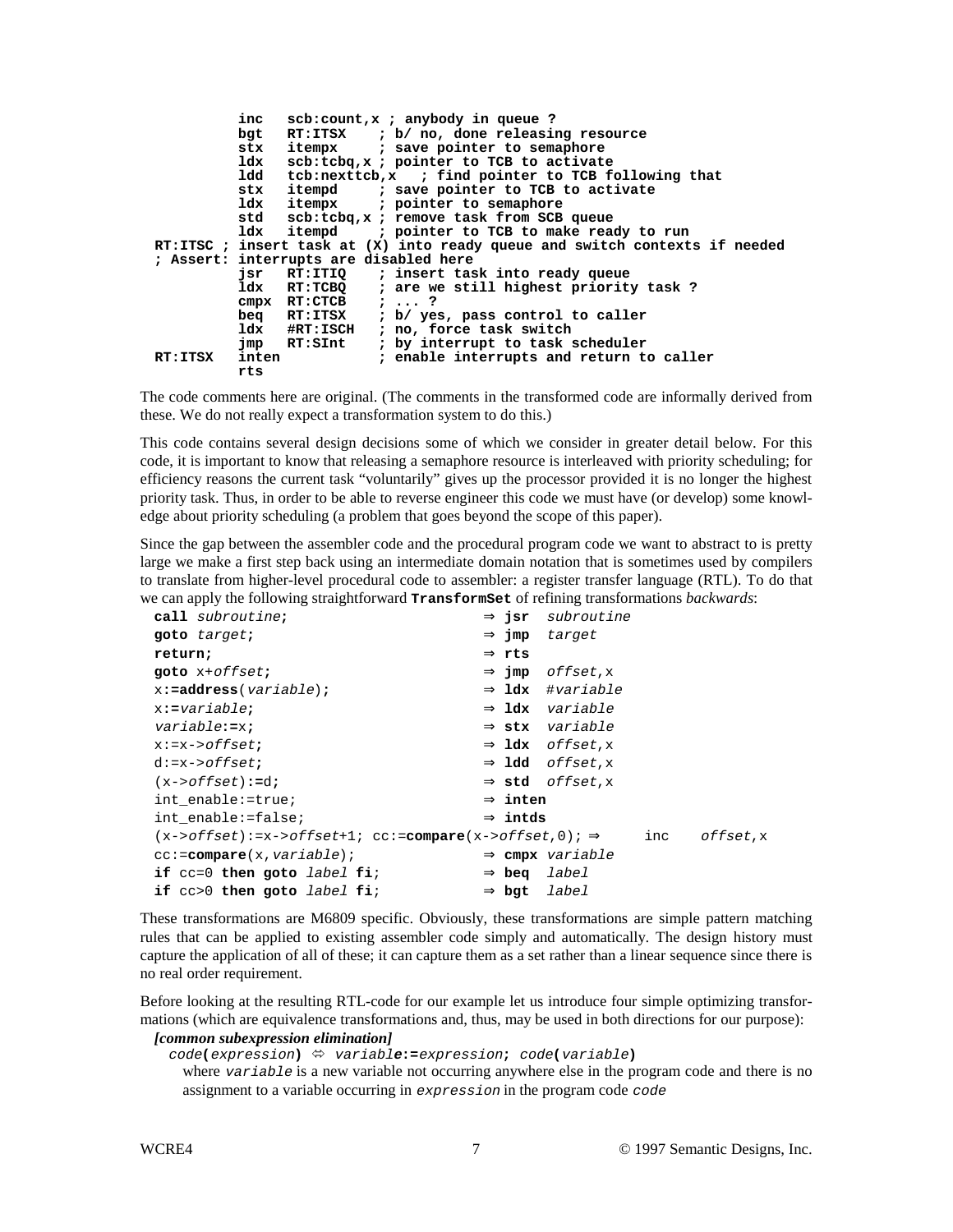```
         inc   scb:count,x ; anybody in queue ?
         bgt   RT:ITSX    ; b/ no, done releasing resource
         stx   itempx     ; save pointer to semaphore
         ldx   scb:tcbq,x ; pointer to TCB to activate
         ldd   tcb:nexttcb,x   ; find pointer to TCB following that
         stx   itempd     ; save pointer to TCB to activate
         ldx   itempx     ; pointer to semaphore
         std   scb:tcbq,x ; remove task from SCB queue
         ldx   itempd     ; pointer to TCB to make ready to run
RT:ITSC ; insert task at (X) into ready queue and switch contexts if needed
; Assert: interrupts are disabled here
         jsr   RT:ITIQ    ; insert task into ready queue
         ldx   RT:TCBQ    ; are we still highest priority task ?
         cmpx  RT:CTCB    ; ... ?
         beq   RT:ITSX    ; b/ yes, pass control to caller
         ldx   #RT:ISCH   ; no, force task switch
         jmp   RT:SInt    ; by interrupt to task scheduler
RT:ITSX  inten            ; enable interrupts and return to caller
         rts
```

The code comments here are original. (The comments in the transformed code are informally derived from these. We do not really expect a transformation system to do this.)

This code contains several design decisions some of which we consider in greater detail below. For this code, it is important to know that releasing a semaphore resource is interleaved with priority scheduling; for efficiency reasons the current task "voluntarily" gives up the processor provided it is no longer the highest priority task. Thus, in order to be able to reverse engineer this code we must have (or develop) some knowledge about priority scheduling (a problem that goes beyond the scope of this paper).

Since the gap between the assembler code and the procedural program code we want to abstract to is pretty large we make a first step back using an intermediate domain notation that is sometimes used by compilers to translate from higher-level procedural code to assembler: a register transfer language (RTL). To do that we can apply the following straightforward **TransformSet** of refining transformations *backwards*:

```
call subroutine;                          ⇒ jsr  subroutine
goto target;                              ⇒ jmp  target
return;                                   ⇒ rts
goto x+offset;                            ⇒ jmp  offset,x
x:=address(variable);                     ⇒ ldx  #variable
x:=variable;                              ⇒ ldx  variable
variable:=x;                              ⇒ stx  variable
x:=x->offset;                             ⇒ ldx  offset,x
d:=x->offset;                             ⇒ ldd  offset,x
(x->offset):=d;                           ⇒ std  offset,x
int_enable:=true;                         ⇒ inten
int_enable:=false;                        ⇒ intds
(x->offset):=x->offset+1; cc:=compare(x->offset,0); ⇒    inc    offset,x
cc:=compare(x,variable);                  ⇒ cmpx variable
if cc=0 then goto label fi;               ⇒ beq  label
if cc>0 then goto label fi;               ⇒ bgt  label
```

These transformations are M6809 specific. Obviously, these transformations are simple pattern matching rules that can be applied to existing assembler code simply and automatically. The design history must capture the application of all of these; it can capture them as a set rather than a linear sequence since there is no real order requirement.

Before looking at the resulting RTL-code for our example let us introduce four simple optimizing transformations (which are equivalence transformations and, thus, may be used in both directions for our purpose):

***[common subexpression elimination]***

`code(expression)` ⇔ `variable:=expression; code(variable)`

where `variable` is a new variable not occurring anywhere else in the program code and there is no assignment to a variable occurring in `expression` in the program code `code`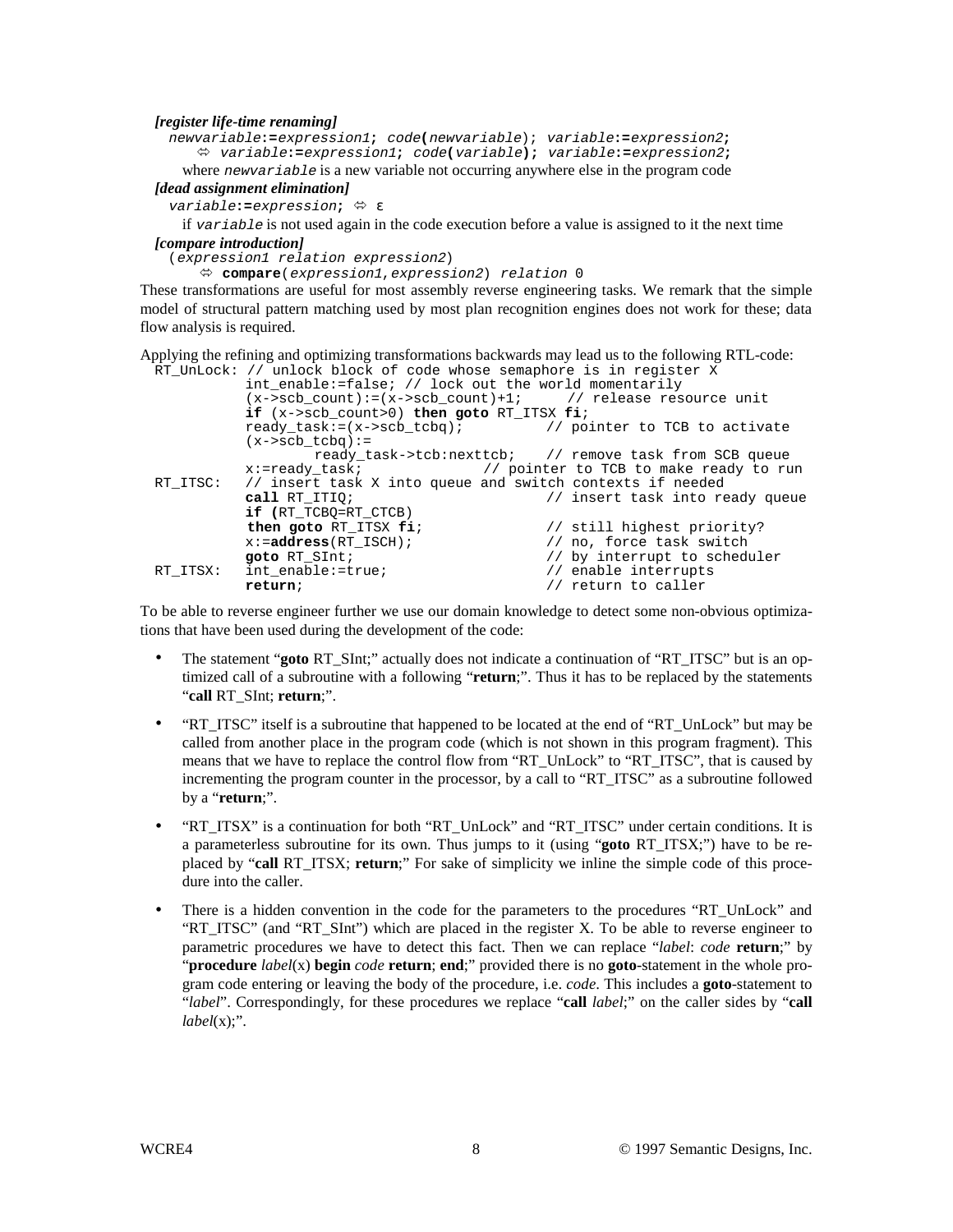*[register life-time renaming]*

```
newvariable:=expression1; code(newvariable); variable:=expression2;
    ⇔ variable:=expression1; code(variable); variable:=expression2;
```

where `newvariable` is a new variable not occurring anywhere else in the program code

*[dead assignment elimination]*

```
variable:=expression; ⇔ ε
```

if `variable` is not used again in the code execution before a value is assigned to it the next time

*[compare introduction]*

```
(expression1 relation expression2)
    ⇔ compare(expression1,expression2) relation 0
```

These transformations are useful for most assembly reverse engineering tasks. We remark that the simple model of structural pattern matching used by most plan recognition engines does not work for these; data flow analysis is required.

Applying the refining and optimizing transformations backwards may lead us to the following RTL-code:

```
RT_UnLock: // unlock block of code whose semaphore is in register X
          int_enable:=false; // lock out the world momentarily
          (x->scb_count):=(x->scb_count)+1;      // release resource unit
          if (x->scb_count>0) then goto RT_ITSX fi;
          ready_task:=(x->scb_tcbq);          // pointer to TCB to activate
          (x->scb_tcbq):=
                  ready_task->tcb:nexttcb;    // remove task from SCB queue
          x:=ready_task;               // pointer to TCB to make ready to run
RT_ITSC:  // insert task X into queue and switch contexts if needed
          call RT_ITIQ;                       // insert task into ready queue
          if (RT_TCBQ=RT_CTCB)
          then goto RT_ITSX fi;               // still highest priority?
          x:=address(RT_ISCH);                // no, force task switch
          goto RT_SInt;                       // by interrupt to scheduler
RT_ITSX:  int_enable:=true;                   // enable interrupts
          return;                             // return to caller
```

To be able to reverse engineer further we use our domain knowledge to detect some non-obvious optimizations that have been used during the development of the code:

- The statement "**goto** RT_SInt;" actually does not indicate a continuation of "RT_ITSC" but is an optimized call of a subroutine with a following "**return**;". Thus it has to be replaced by the statements "**call** RT_SInt; **return**;".
- "RT_ITSC" itself is a subroutine that happened to be located at the end of "RT_UnLock" but may be called from another place in the program code (which is not shown in this program fragment). This means that we have to replace the control flow from "RT_UnLock" to "RT_ITSC", that is caused by incrementing the program counter in the processor, by a call to "RT_ITSC" as a subroutine followed by a "**return**;".
- "RT_ITSX" is a continuation for both "RT_UnLock" and "RT_ITSC" under certain conditions. It is a parameterless subroutine for its own. Thus jumps to it (using "**goto** RT_ITSX;") have to be replaced by "**call** RT_ITSX; **return**;" For sake of simplicity we inline the simple code of this procedure into the caller.
- There is a hidden convention in the code for the parameters to the procedures "RT_UnLock" and "RT_ITSC" (and "RT_SInt") which are placed in the register X. To be able to reverse engineer to parametric procedures we have to detect this fact. Then we can replace "*label*: *code* **return**;" by "**procedure** *label*(x) **begin** *code* **return**; **end**;" provided there is no **goto**-statement in the whole program code entering or leaving the body of the procedure, i.e. *code*. This includes a **goto**-statement to "*label*". Correspondingly, for these procedures we replace "**call** *label*;" on the caller sides by "**call** *label*(x);".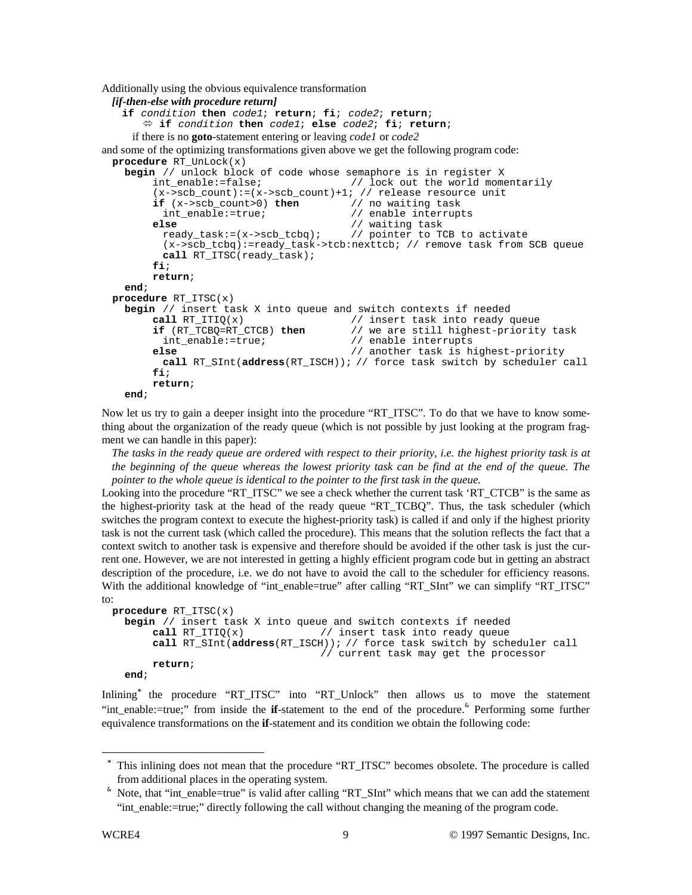Additionally using the obvious equivalence transformation

***[if-then-else with procedure return]***

```
if condition then code1; return; fi; code2; return;
   ⇔ if condition then code1; else code2; fi; return;
```

if there is no **goto**-statement entering or leaving *code1* or *code2*

and some of the optimizing transformations given above we get the following program code:

```
procedure RT_UnLock(x)
  begin // unlock block of code whose semaphore is in register X
      int_enable:=false;              // lock out the world momentarily
      (x->scb_count):=(x->scb_count)+1; // release resource unit
      if (x->scb_count>0) then         // no waiting task
        int_enable:=true;             // enable interrupts
      else                            // waiting task
        ready_task:=(x->scb_tcbq);    // pointer to TCB to activate
        (x->scb_tcbq):=ready_task->tcb:nexttcb; // remove task from SCB queue
        call RT_ITSC(ready_task);
      fi;
      return;
  end;
procedure RT_ITSC(x)
  begin // insert task X into queue and switch contexts if needed
      call RT_ITIQ(x)                 // insert task into ready queue
      if (RT_TCBQ=RT_CTCB) then       // we are still highest-priority task
        int_enable:=true;             // enable interrupts
      else                            // another task is highest-priority
        call RT_SInt(address(RT_ISCH)); // force task switch by scheduler call
      fi;
      return;
  end;
```

Now let us try to gain a deeper insight into the procedure “RT_ITSC”. To do that we have to know something about the organization of the ready queue (which is not possible by just looking at the program fragment we can handle in this paper):

*The tasks in the ready queue are ordered with respect to their priority, i.e. the highest priority task is at the beginning of the queue whereas the lowest priority task can be find at the end of the queue. The pointer to the whole queue is identical to the pointer to the first task in the queue.*

Looking into the procedure “RT_ITSC” we see a check whether the current task ‘RT_CTCB’ is the same as the highest-priority task at the head of the ready queue “RT_TCBQ”. Thus, the task scheduler (which switches the program context to execute the highest-priority task) is called if and only if the highest priority task is not the current task (which called the procedure). This means that the solution reflects the fact that a context switch to another task is expensive and therefore should be avoided if the other task is just the current one. However, we are not interested in getting a highly efficient program code but in getting an abstract description of the procedure, i.e. we do not have to avoid the call to the scheduler for efficiency reasons. With the additional knowledge of “int_enable=true” after calling “RT_SInt” we can simplify “RT_ITSC” to:

```
procedure RT_ITSC(x)
  begin // insert task X into queue and switch contexts if needed
      call RT_ITIQ(x)              // insert task into ready queue
      call RT_SInt(address(RT_ISCH)); // force task switch by scheduler call
                                   // current task may get the processor
      return;
  end;
```

Inlining[*] the procedure “RT_ITSC” into “RT_Unlock” then allows us to move the statement “int_enable:=true;” from inside the **if**-statement to the end of the procedure.[&] Performing some further equivalence transformations on the **if**-statement and its condition we obtain the following code:

---

[*] This inlining does not mean that the procedure “RT_ITSC” becomes obsolete. The procedure is called from additional places in the operating system.

[&] Note, that “int_enable=true” is valid after calling “RT_SInt” which means that we can add the statement “int_enable:=true;” directly following the call without changing the meaning of the program code.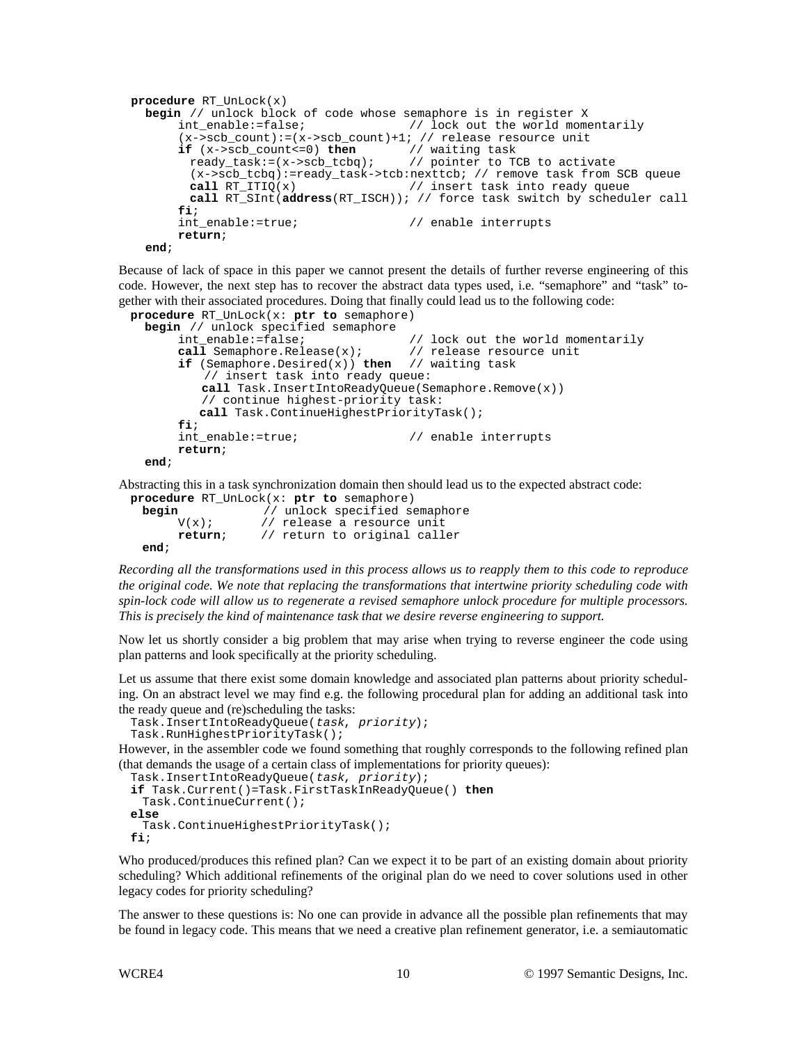```
procedure RT_UnLock(x)
  begin // unlock block of code whose semaphore is in register X
      int_enable:=false;              // lock out the world momentarily
      (x->scb_count):=(x->scb_count)+1; // release resource unit
      if (x->scb_count<=0) then       // waiting task
        ready_task:=(x->scb_tcbq);    // pointer to TCB to activate
        (x->scb_tcbq):=ready_task->tcb:nexttcb; // remove task from SCB queue
        call RT_ITIQ(x)               // insert task into ready queue
        call RT_SInt(address(RT_ISCH)); // force task switch by scheduler call
      fi;
      int_enable:=true;               // enable interrupts
      return;
  end;
```

Because of lack of space in this paper we cannot present the details of further reverse engineering of this code. However, the next step has to recover the abstract data types used, i.e. "semaphore" and "task" together with their associated procedures. Doing that finally could lead us to the following code:

```
procedure RT_UnLock(x: ptr to semaphore)
  begin // unlock specified semaphore
      int_enable:=false;              // lock out the world momentarily
      call Semaphore.Release(x);      // release resource unit
      if (Semaphore.Desired(x)) then  // waiting task
          // insert task into ready queue:
          call Task.InsertIntoReadyQueue(Semaphore.Remove(x))
          // continue highest-priority task:
          call Task.ContinueHighestPriorityTask();
      fi;
      int_enable:=true;               // enable interrupts
      return;
  end;
```

Abstracting this in a task synchronization domain then should lead us to the expected abstract code:

```
procedure RT_UnLock(x: ptr to semaphore)
  begin           // unlock specified semaphore
      V(x);       // release a resource unit
      return;     // return to original caller
  end;
```

*Recording all the transformations used in this process allows us to reapply them to this code to reproduce the original code. We note that replacing the transformations that intertwine priority scheduling code with spin-lock code will allow us to regenerate a revised semaphore unlock procedure for multiple processors. This is precisely the kind of maintenance task that we desire reverse engineering to support.*

Now let us shortly consider a big problem that may arise when trying to reverse engineer the code using plan patterns and look specifically at the priority scheduling.

Let us assume that there exist some domain knowledge and associated plan patterns about priority scheduling. On an abstract level we may find e.g. the following procedural plan for adding an additional task into the ready queue and (re)scheduling the tasks:

```
Task.InsertIntoReadyQueue(task, priority);
Task.RunHighestPriorityTask();
```

However, in the assembler code we found something that roughly corresponds to the following refined plan (that demands the usage of a certain class of implementations for priority queues):

```
Task.InsertIntoReadyQueue(task, priority);
if Task.Current()=Task.FirstTaskInReadyQueue() then
  Task.ContinueCurrent();
else
  Task.ContinueHighestPriorityTask();
fi;
```

Who produced/produces this refined plan? Can we expect it to be part of an existing domain about priority scheduling? Which additional refinements of the original plan do we need to cover solutions used in other legacy codes for priority scheduling?

The answer to these questions is: No one can provide in advance all the possible plan refinements that may be found in legacy code. This means that we need a creative plan refinement generator, i.e. a semiautomatic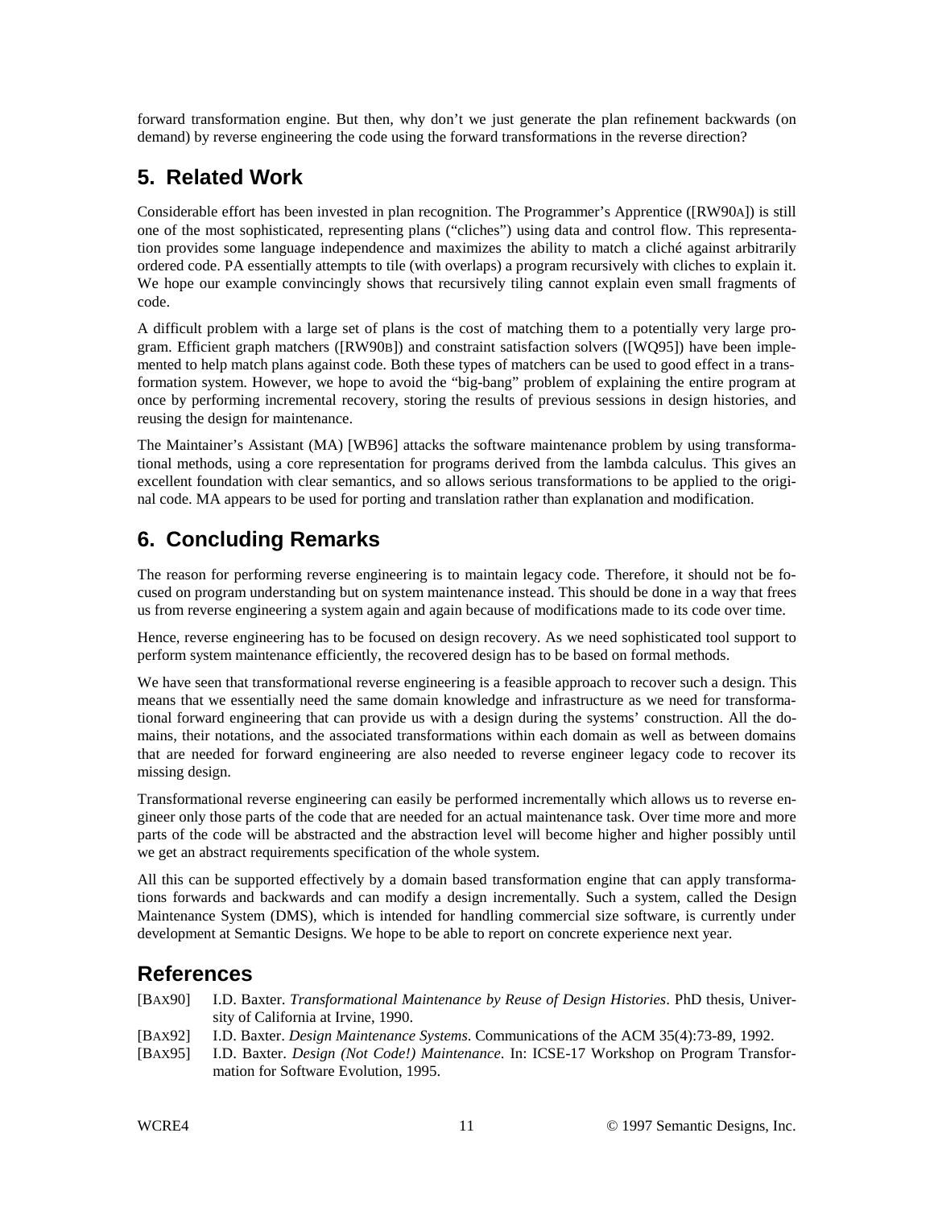forward transformation engine. But then, why don't we just generate the plan refinement backwards (on demand) by reverse engineering the code using the forward transformations in the reverse direction?

## 5. Related Work

Considerable effort has been invested in plan recognition. The Programmer's Apprentice ([RW90A]) is still one of the most sophisticated, representing plans ("cliches") using data and control flow. This representation provides some language independence and maximizes the ability to match a cliché against arbitrarily ordered code. PA essentially attempts to tile (with overlaps) a program recursively with cliches to explain it. We hope our example convincingly shows that recursively tiling cannot explain even small fragments of code.

A difficult problem with a large set of plans is the cost of matching them to a potentially very large program. Efficient graph matchers ([RW90B]) and constraint satisfaction solvers ([WQ95]) have been implemented to help match plans against code. Both these types of matchers can be used to good effect in a transformation system. However, we hope to avoid the "big-bang" problem of explaining the entire program at once by performing incremental recovery, storing the results of previous sessions in design histories, and reusing the design for maintenance.

The Maintainer's Assistant (MA) [WB96] attacks the software maintenance problem by using transformational methods, using a core representation for programs derived from the lambda calculus. This gives an excellent foundation with clear semantics, and so allows serious transformations to be applied to the original code. MA appears to be used for porting and translation rather than explanation and modification.

## 6. Concluding Remarks

The reason for performing reverse engineering is to maintain legacy code. Therefore, it should not be focused on program understanding but on system maintenance instead. This should be done in a way that frees us from reverse engineering a system again and again because of modifications made to its code over time.

Hence, reverse engineering has to be focused on design recovery. As we need sophisticated tool support to perform system maintenance efficiently, the recovered design has to be based on formal methods.

We have seen that transformational reverse engineering is a feasible approach to recover such a design. This means that we essentially need the same domain knowledge and infrastructure as we need for transformational forward engineering that can provide us with a design during the systems' construction. All the domains, their notations, and the associated transformations within each domain as well as between domains that are needed for forward engineering are also needed to reverse engineer legacy code to recover its missing design.

Transformational reverse engineering can easily be performed incrementally which allows us to reverse engineer only those parts of the code that are needed for an actual maintenance task. Over time more and more parts of the code will be abstracted and the abstraction level will become higher and higher possibly until we get an abstract requirements specification of the whole system.

All this can be supported effectively by a domain based transformation engine that can apply transformations forwards and backwards and can modify a design incrementally. Such a system, called the Design Maintenance System (DMS), which is intended for handling commercial size software, is currently under development at Semantic Designs. We hope to be able to report on concrete experience next year.

## References

[BAX90] I.D. Baxter. *Transformational Maintenance by Reuse of Design Histories*. PhD thesis, University of California at Irvine, 1990.

[BAX92] I.D. Baxter. *Design Maintenance Systems*. Communications of the ACM 35(4):73-89, 1992.

[BAX95] I.D. Baxter. *Design (Not Code!) Maintenance*. In: ICSE-17 Workshop on Program Transformation for Software Evolution, 1995.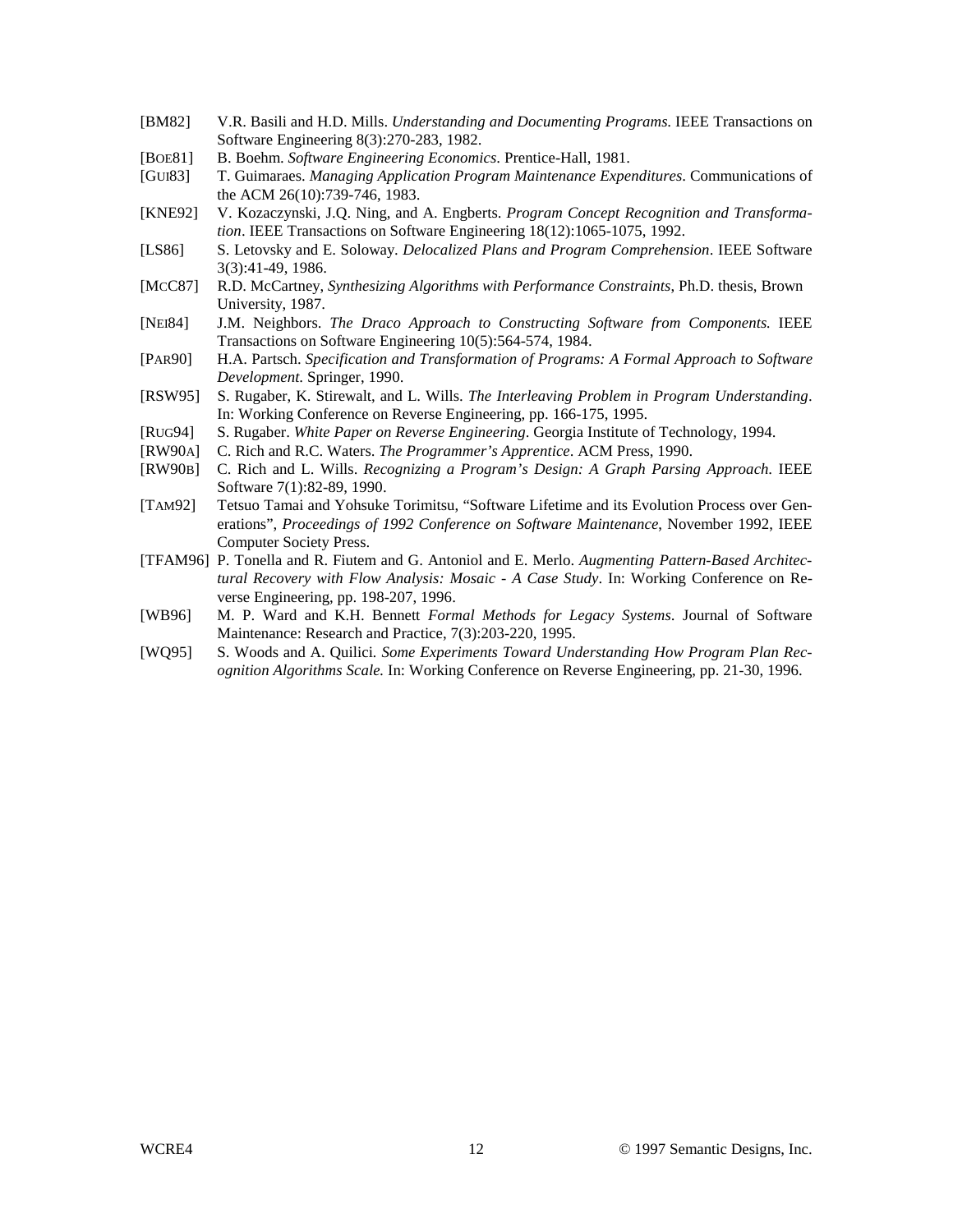[BM82] V.R. Basili and H.D. Mills. *Understanding and Documenting Programs.* IEEE Transactions on Software Engineering 8(3):270-283, 1982.

[BOE81] B. Boehm. *Software Engineering Economics*. Prentice-Hall, 1981.

[GUI83] T. Guimaraes. *Managing Application Program Maintenance Expenditures*. Communications of the ACM 26(10):739-746, 1983.

[KNE92] V. Kozaczynski, J.Q. Ning, and A. Engberts. *Program Concept Recognition and Transformation*. IEEE Transactions on Software Engineering 18(12):1065-1075, 1992.

[LS86] S. Letovsky and E. Soloway. *Delocalized Plans and Program Comprehension*. IEEE Software 3(3):41-49, 1986.

[MCC87] R.D. McCartney, *Synthesizing Algorithms with Performance Constraints*, Ph.D. thesis, Brown University, 1987.

[NEI84] J.M. Neighbors. *The Draco Approach to Constructing Software from Components.* IEEE Transactions on Software Engineering 10(5):564-574, 1984.

[PAR90] H.A. Partsch. *Specification and Transformation of Programs: A Formal Approach to Software Development*. Springer, 1990.

[RSW95] S. Rugaber, K. Stirewalt, and L. Wills. *The Interleaving Problem in Program Understanding*. In: Working Conference on Reverse Engineering, pp. 166-175, 1995.

[RUG94] S. Rugaber. *White Paper on Reverse Engineering*. Georgia Institute of Technology, 1994.

[RW90A] C. Rich and R.C. Waters. *The Programmer's Apprentice*. ACM Press, 1990.

[RW90B] C. Rich and L. Wills. *Recognizing a Program's Design: A Graph Parsing Approach.* IEEE Software 7(1):82-89, 1990.

[TAM92] Tetsuo Tamai and Yohsuke Torimitsu, "Software Lifetime and its Evolution Process over Generations", *Proceedings of 1992 Conference on Software Maintenance*, November 1992, IEEE Computer Society Press.

[TFAM96] P. Tonella and R. Fiutem and G. Antoniol and E. Merlo. *Augmenting Pattern-Based Architectural Recovery with Flow Analysis: Mosaic - A Case Study*. In: Working Conference on Reverse Engineering, pp. 198-207, 1996.

[WB96] M. P. Ward and K.H. Bennett *Formal Methods for Legacy Systems*. Journal of Software Maintenance: Research and Practice, 7(3):203-220, 1995.

[WQ95] S. Woods and A. Quilici. *Some Experiments Toward Understanding How Program Plan Recognition Algorithms Scale.* In: Working Conference on Reverse Engineering, pp. 21-30, 1996.